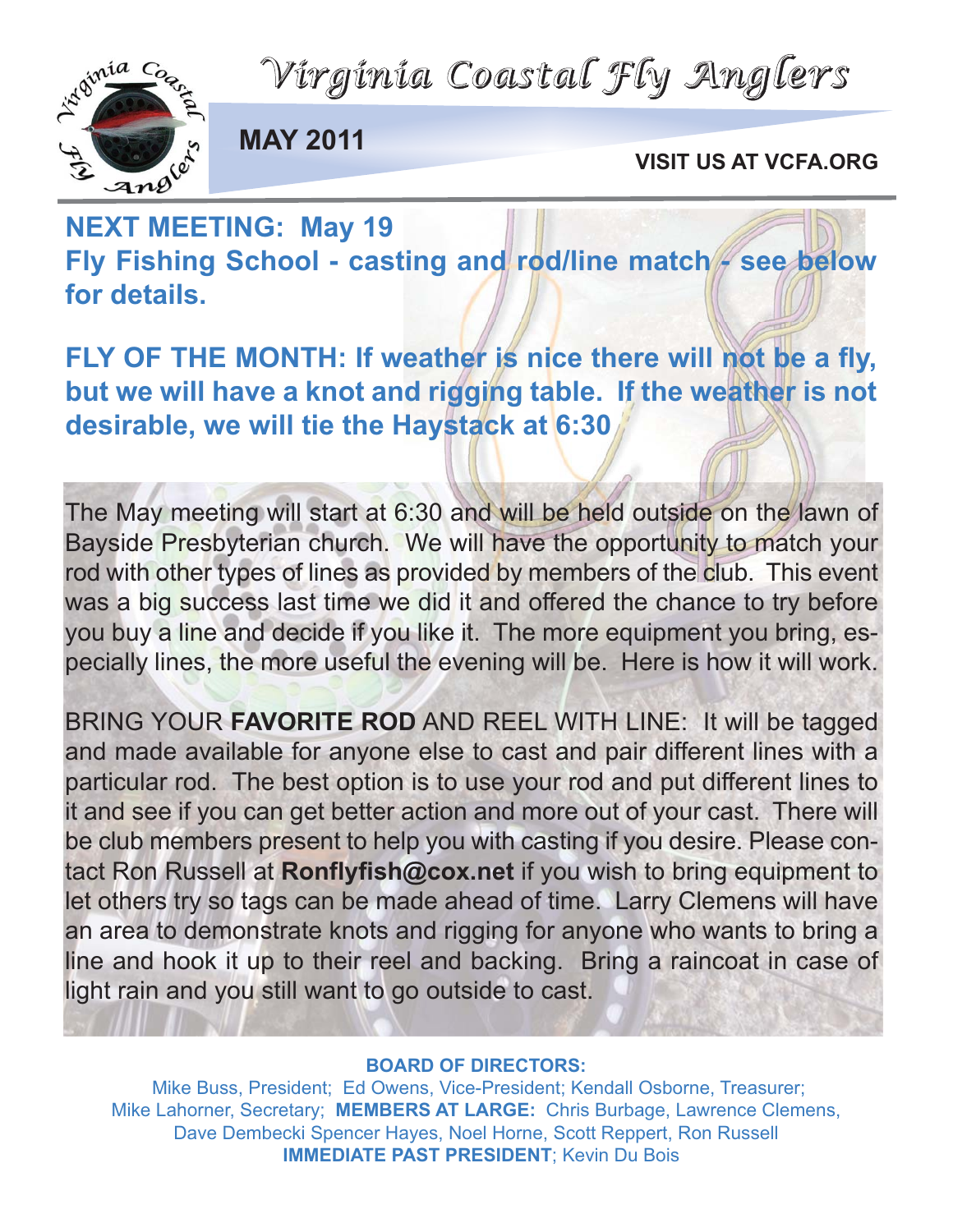# Virginia Coastal Fly Anglers

**MAY 2011**

**VISIT US AT VCFA.ORG**

## NEXT MEETING: May 19
## Fly Fishing School - casting and rod/line match - see below for details.

## FLY OF THE MONTH: If weather is nice there will not be a fly, but we will have a knot and rigging table. If the weather is not desirable, we will tie the Haystack at 6:30

The May meeting will start at 6:30 and will be held outside on the lawn of Bayside Presbyterian church. We will have the opportunity to match your rod with other types of lines as provided by members of the club. This event was a big success last time we did it and offered the chance to try before you buy a line and decide if you like it. The more equipment you bring, especially lines, the more useful the evening will be. Here is how it will work.

BRING YOUR **FAVORITE ROD** AND REEL WITH LINE: It will be tagged and made available for anyone else to cast and pair different lines with a particular rod. The best option is to use your rod and put different lines to it and see if you can get better action and more out of your cast. There will be club members present to help you with casting if you desire. Please contact Ron Russell at **Ronflyfish@cox.net** if you wish to bring equipment to let others try so tags can be made ahead of time. Larry Clemens will have an area to demonstrate knots and rigging for anyone who wants to bring a line and hook it up to their reel and backing. Bring a raincoat in case of light rain and you still want to go outside to cast.

**BOARD OF DIRECTORS:**
Mike Buss, President; Ed Owens, Vice-President; Kendall Osborne, Treasurer; Mike Lahorner, Secretary; **MEMBERS AT LARGE:** Chris Burbage, Lawrence Clemens, Dave Dembecki Spencer Hayes, Noel Horne, Scott Reppert, Ron Russell
**IMMEDIATE PAST PRESIDENT**; Kevin Du Bois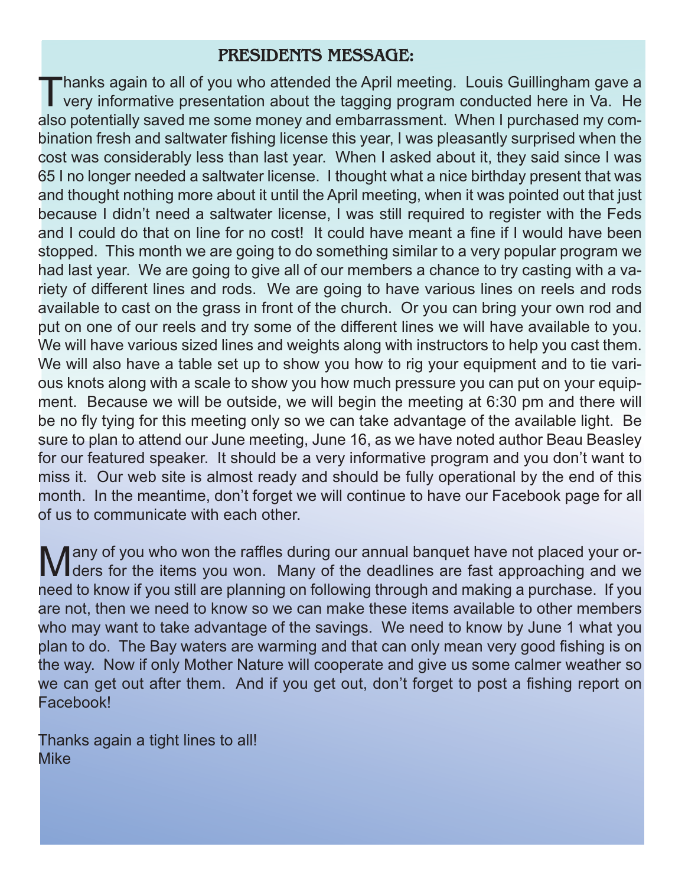## PRESIDENTS MESSAGE:

Thanks again to all of you who attended the April meeting. Louis Guillingham gave a very informative presentation about the tagging program conducted here in Va. He also potentially saved me some money and embarrassment. When I purchased my combination fresh and saltwater fishing license this year, I was pleasantly surprised when the cost was considerably less than last year. When I asked about it, they said since I was 65 I no longer needed a saltwater license. I thought what a nice birthday present that was and thought nothing more about it until the April meeting, when it was pointed out that just because I didn't need a saltwater license, I was still required to register with the Feds and I could do that on line for no cost! It could have meant a fine if I would have been stopped. This month we are going to do something similar to a very popular program we had last year. We are going to give all of our members a chance to try casting with a variety of different lines and rods. We are going to have various lines on reels and rods available to cast on the grass in front of the church. Or you can bring your own rod and put on one of our reels and try some of the different lines we will have available to you. We will have various sized lines and weights along with instructors to help you cast them. We will also have a table set up to show you how to rig your equipment and to tie various knots along with a scale to show you how much pressure you can put on your equipment. Because we will be outside, we will begin the meeting at 6:30 pm and there will be no fly tying for this meeting only so we can take advantage of the available light. Be sure to plan to attend our June meeting, June 16, as we have noted author Beau Beasley for our featured speaker. It should be a very informative program and you don't want to miss it. Our web site is almost ready and should be fully operational by the end of this month. In the meantime, don't forget we will continue to have our Facebook page for all of us to communicate with each other.

Many of you who won the raffles during our annual banquet have not placed your orders for the items you won. Many of the deadlines are fast approaching and we need to know if you still are planning on following through and making a purchase. If you are not, then we need to know so we can make these items available to other members who may want to take advantage of the savings. We need to know by June 1 what you plan to do. The Bay waters are warming and that can only mean very good fishing is on the way. Now if only Mother Nature will cooperate and give us some calmer weather so we can get out after them. And if you get out, don't forget to post a fishing report on Facebook!

Thanks again a tight lines to all!
Mike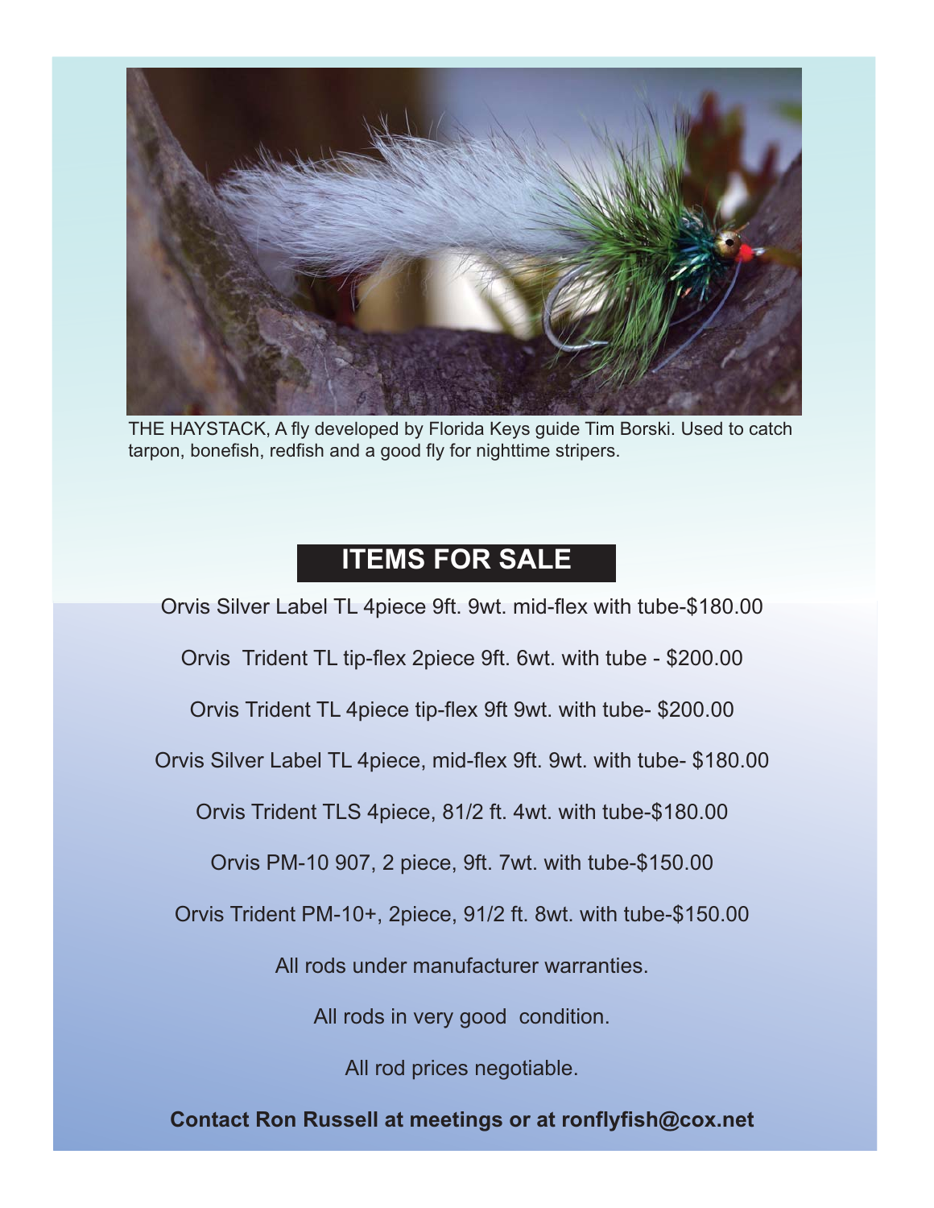THE HAYSTACK, A fly developed by Florida Keys guide Tim Borski. Used to catch tarpon, bonefish, redfish and a good fly for nighttime stripers.

## ITEMS FOR SALE

Orvis Silver Label TL 4piece 9ft. 9wt. mid-flex with tube-$180.00

Orvis Trident TL tip-flex 2piece 9ft. 6wt. with tube - $200.00

Orvis Trident TL 4piece tip-flex 9ft 9wt. with tube- $200.00

Orvis Silver Label TL 4piece, mid-flex 9ft. 9wt. with tube- $180.00

Orvis Trident TLS 4piece, 81/2 ft. 4wt. with tube-$180.00

Orvis PM-10 907, 2 piece, 9ft. 7wt. with tube-$150.00

Orvis Trident PM-10+, 2piece, 91/2 ft. 8wt. with tube-$150.00

All rods under manufacturer warranties.

All rods in very good condition.

All rod prices negotiable.

**Contact Ron Russell at meetings or at ronflyfish@cox.net**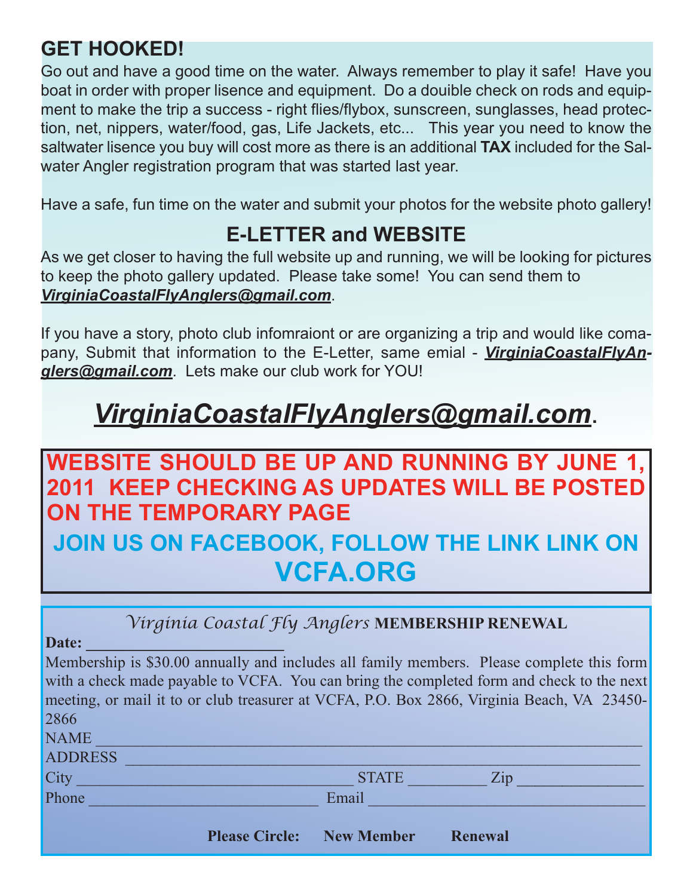## GET HOOKED!

Go out and have a good time on the water. Always remember to play it safe! Have you boat in order with proper lisence and equipment. Do a double check on rods and equipment to make the trip a success - right flies/flybox, sunscreen, sunglasses, head protection, net, nippers, water/food, gas, Life Jackets, etc... This year you need to know the saltwater lisence you buy will cost more as there is an additional **TAX** included for the Salwater Angler registration program that was started last year.

Have a safe, fun time on the water and submit your photos for the website photo gallery!

## E-LETTER and WEBSITE

As we get closer to having the full website up and running, we will be looking for pictures to keep the photo gallery updated. Please take some! You can send them to ***VirginiaCoastalFlyAnglers@gmail.com***.

If you have a story, photo club infomraiont or are organizing a trip and would like comapany, Submit that information to the E-Letter, same emial - ***VirginiaCoastalFlyAnglers@gmail.com***. Lets make our club work for YOU!

# ***VirginiaCoastalFlyAnglers@gmail.com***.

**WEBSITE SHOULD BE UP AND RUNNING BY JUNE 1, 2011 KEEP CHECKING AS UPDATES WILL BE POSTED ON THE TEMPORARY PAGE**

**JOIN US ON FACEBOOK, FOLLOW THE LINK LINK ON VCFA.ORG**

---

*Virginia Coastal Fly Anglers* **MEMBERSHIP RENEWAL**

**Date:** ______________________

Membership is $30.00 annually and includes all family members. Please complete this form with a check made payable to VCFA. You can bring the completed form and check to the next meeting, or mail it to or club treasurer at VCFA, P.O. Box 2866, Virginia Beach, VA 23450-2866

NAME ____________________________________________________________

ADDRESS _________________________________________________________

City ______________________________ STATE _________ Zip ______________

Phone __________________________ Email ________________________________

**Please Circle: New Member Renewal**